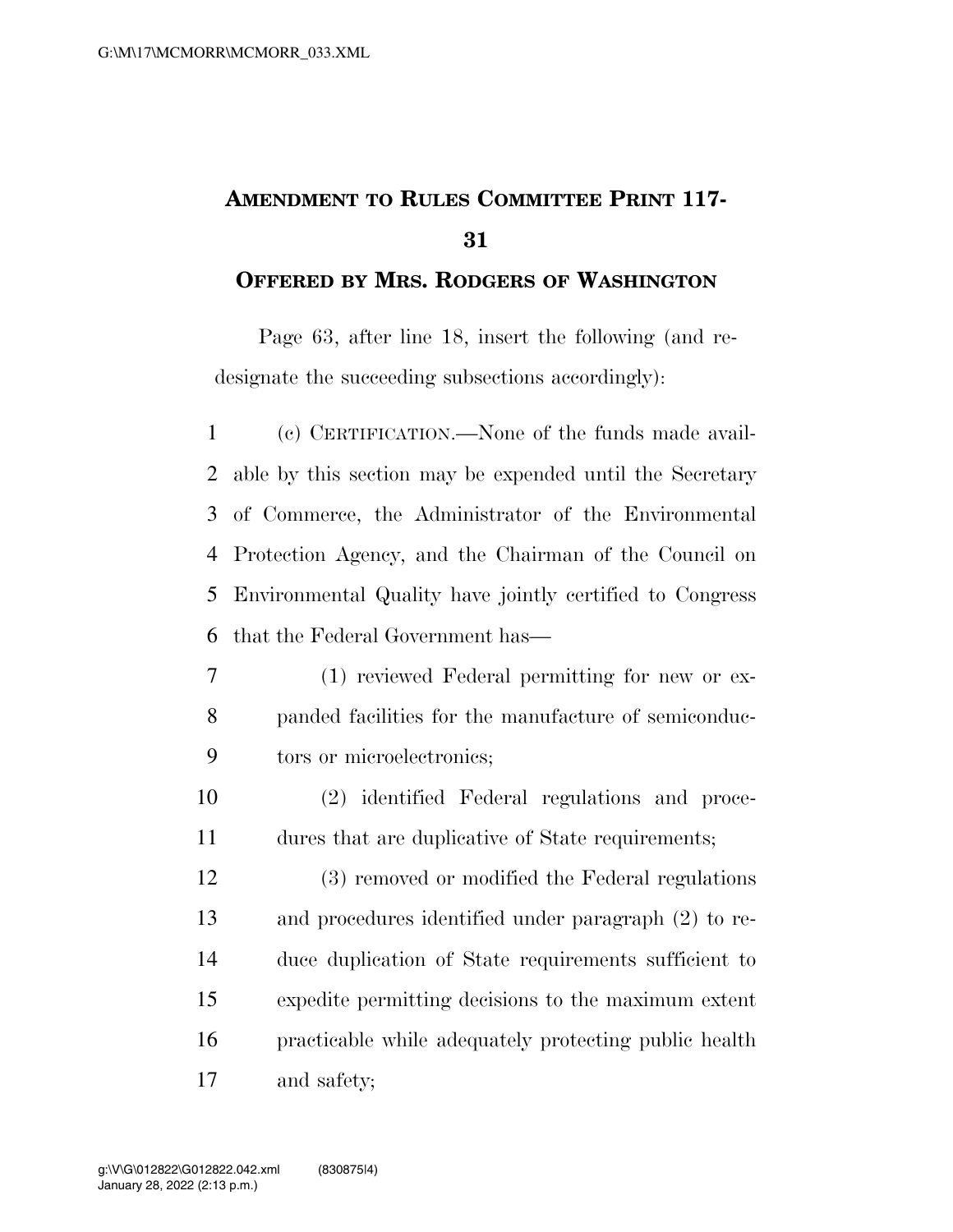# AMENDMENT TO RULES COMMITTEE PRINT 117-31

## OFFERED BY MRS. RODGERS OF WASHINGTON

Page 63, after line 18, insert the following (and redesignate the succeeding subsections accordingly):

(c) CERTIFICATION.—None of the funds made available by this section may be expended until the Secretary of Commerce, the Administrator of the Environmental Protection Agency, and the Chairman of the Council on Environmental Quality have jointly certified to Congress that the Federal Government has—

(1) reviewed Federal permitting for new or expanded facilities for the manufacture of semiconductors or microelectronics;

(2) identified Federal regulations and procedures that are duplicative of State requirements;

(3) removed or modified the Federal regulations and procedures identified under paragraph (2) to reduce duplication of State requirements sufficient to expedite permitting decisions to the maximum extent practicable while adequately protecting public health and safety;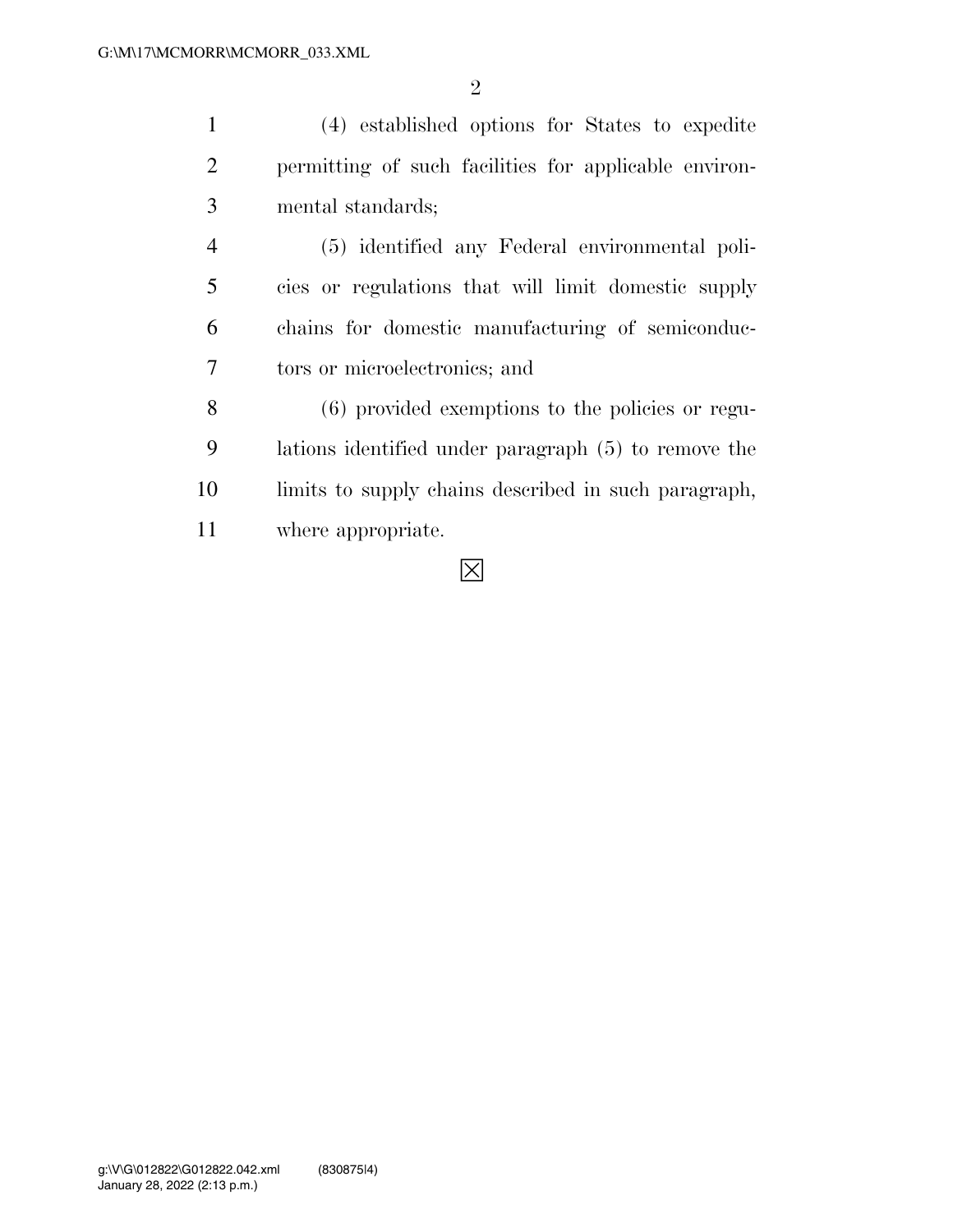(4) established options for States to expedite permitting of such facilities for applicable environmental standards;

(5) identified any Federal environmental policies or regulations that will limit domestic supply chains for domestic manufacturing of semiconductors or microelectronics; and

(6) provided exemptions to the policies or regulations identified under paragraph (5) to remove the limits to supply chains described in such paragraph, where appropriate.

☒